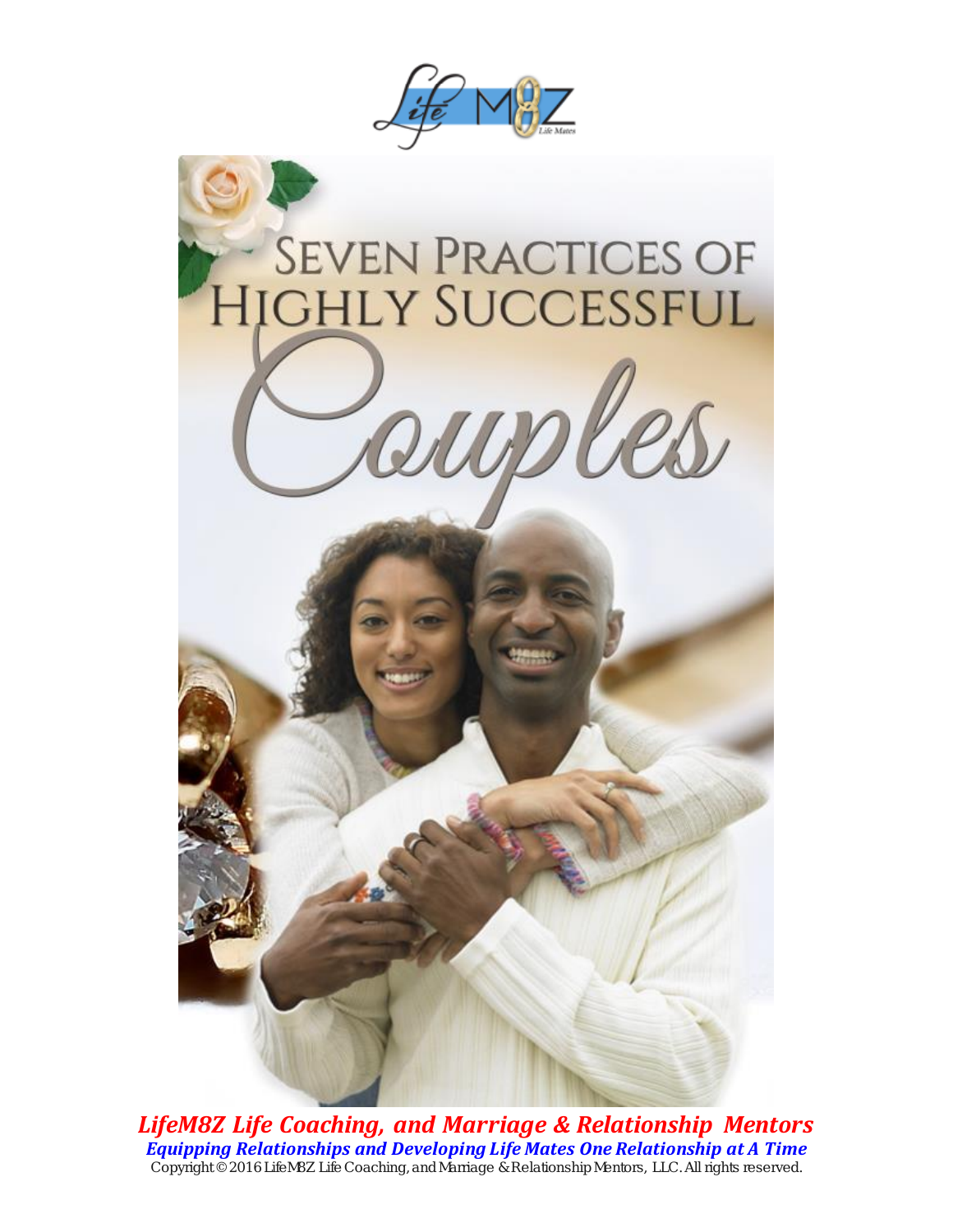# SEVEN PRACTICES OF HIGHLY SUCCESSFUL *Couples*

***LifeM8Z Life Coaching, and Marriage & Relationship Mentors***

***Equipping Relationships and Developing Life Mates One Relationship at A Time***

Copyright © 2016 LifeM8Z Life Coaching, and Marriage & Relationship Mentors, LLC. All rights reserved.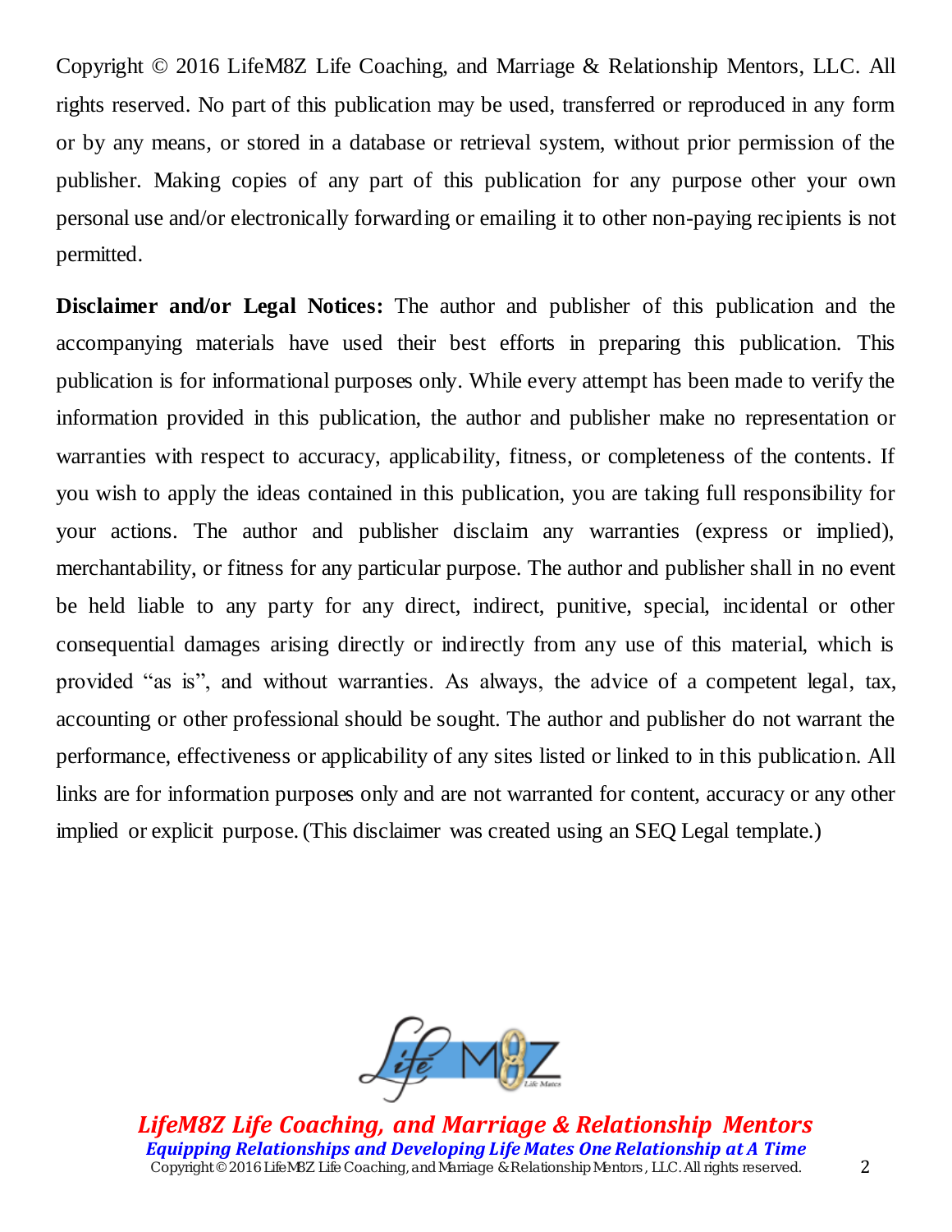Copyright © 2016 LifeM8Z Life Coaching, and Marriage & Relationship Mentors, LLC. All rights reserved. No part of this publication may be used, transferred or reproduced in any form or by any means, or stored in a database or retrieval system, without prior permission of the publisher. Making copies of any part of this publication for any purpose other your own personal use and/or electronically forwarding or emailing it to other non-paying recipients is not permitted.

**Disclaimer and/or Legal Notices:** The author and publisher of this publication and the accompanying materials have used their best efforts in preparing this publication. This publication is for informational purposes only. While every attempt has been made to verify the information provided in this publication, the author and publisher make no representation or warranties with respect to accuracy, applicability, fitness, or completeness of the contents. If you wish to apply the ideas contained in this publication, you are taking full responsibility for your actions. The author and publisher disclaim any warranties (express or implied), merchantability, or fitness for any particular purpose. The author and publisher shall in no event be held liable to any party for any direct, indirect, punitive, special, incidental or other consequential damages arising directly or indirectly from any use of this material, which is provided "as is", and without warranties. As always, the advice of a competent legal, tax, accounting or other professional should be sought. The author and publisher do not warrant the performance, effectiveness or applicability of any sites listed or linked to in this publication. All links are for information purposes only and are not warranted for content, accuracy or any other implied or explicit purpose. (This disclaimer was created using an SEQ Legal template.)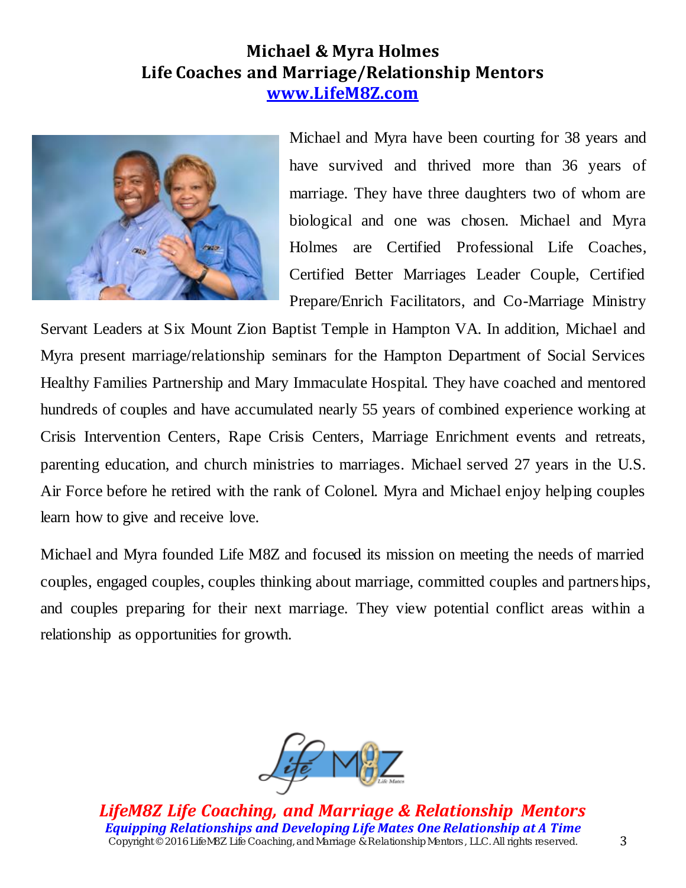## Michael & Myra Holmes
## Life Coaches and Marriage/Relationship Mentors
[www.LifeM8Z.com](http://www.LifeM8Z.com)

Michael and Myra have been courting for 38 years and have survived and thrived more than 36 years of marriage. They have three daughters two of whom are biological and one was chosen. Michael and Myra Holmes are Certified Professional Life Coaches, Certified Better Marriages Leader Couple, Certified Prepare/Enrich Facilitators, and Co-Marriage Ministry Servant Leaders at Six Mount Zion Baptist Temple in Hampton VA. In addition, Michael and Myra present marriage/relationship seminars for the Hampton Department of Social Services Healthy Families Partnership and Mary Immaculate Hospital. They have coached and mentored hundreds of couples and have accumulated nearly 55 years of combined experience working at Crisis Intervention Centers, Rape Crisis Centers, Marriage Enrichment events and retreats, parenting education, and church ministries to marriages. Michael served 27 years in the U.S. Air Force before he retired with the rank of Colonel. Myra and Michael enjoy helping couples learn how to give and receive love.

Michael and Myra founded Life M8Z and focused its mission on meeting the needs of married couples, engaged couples, couples thinking about marriage, committed couples and partnerships, and couples preparing for their next marriage. They view potential conflict areas within a relationship as opportunities for growth.

***LifeM8Z Life Coaching, and Marriage & Relationship Mentors***
***Equipping Relationships and Developing Life Mates One Relationship at A Time***
Copyright © 2016 LifeM8Z Life Coaching, and Marriage & Relationship Mentors, LLC. All rights reserved.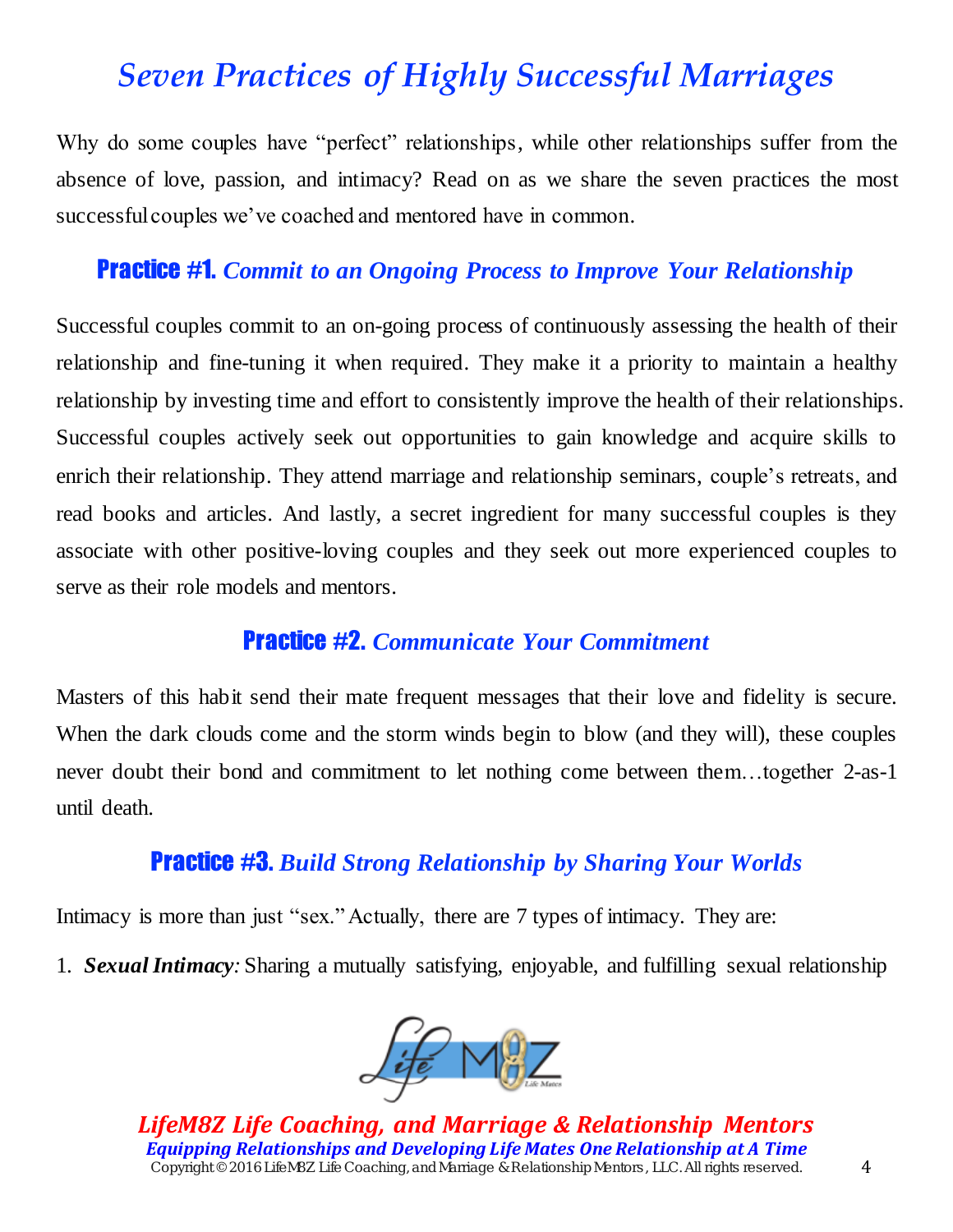# *Seven Practices of Highly Successful Marriages*

Why do some couples have "perfect" relationships, while other relationships suffer from the absence of love, passion, and intimacy? Read on as we share the seven practices the most successful couples we've coached and mentored have in common.

## Practice #1. *Commit to an Ongoing Process to Improve Your Relationship*

Successful couples commit to an on-going process of continuously assessing the health of their relationship and fine-tuning it when required. They make it a priority to maintain a healthy relationship by investing time and effort to consistently improve the health of their relationships. Successful couples actively seek out opportunities to gain knowledge and acquire skills to enrich their relationship. They attend marriage and relationship seminars, couple's retreats, and read books and articles. And lastly, a secret ingredient for many successful couples is they associate with other positive-loving couples and they seek out more experienced couples to serve as their role models and mentors.

## Practice #2. *Communicate Your Commitment*

Masters of this habit send their mate frequent messages that their love and fidelity is secure. When the dark clouds come and the storm winds begin to blow (and they will), these couples never doubt their bond and commitment to let nothing come between them…together 2-as-1 until death.

## Practice #3. *Build Strong Relationship by Sharing Your Worlds*

Intimacy is more than just "sex." Actually, there are 7 types of intimacy. They are:

1. ***Sexual Intimacy****:* Sharing a mutually satisfying, enjoyable, and fulfilling sexual relationship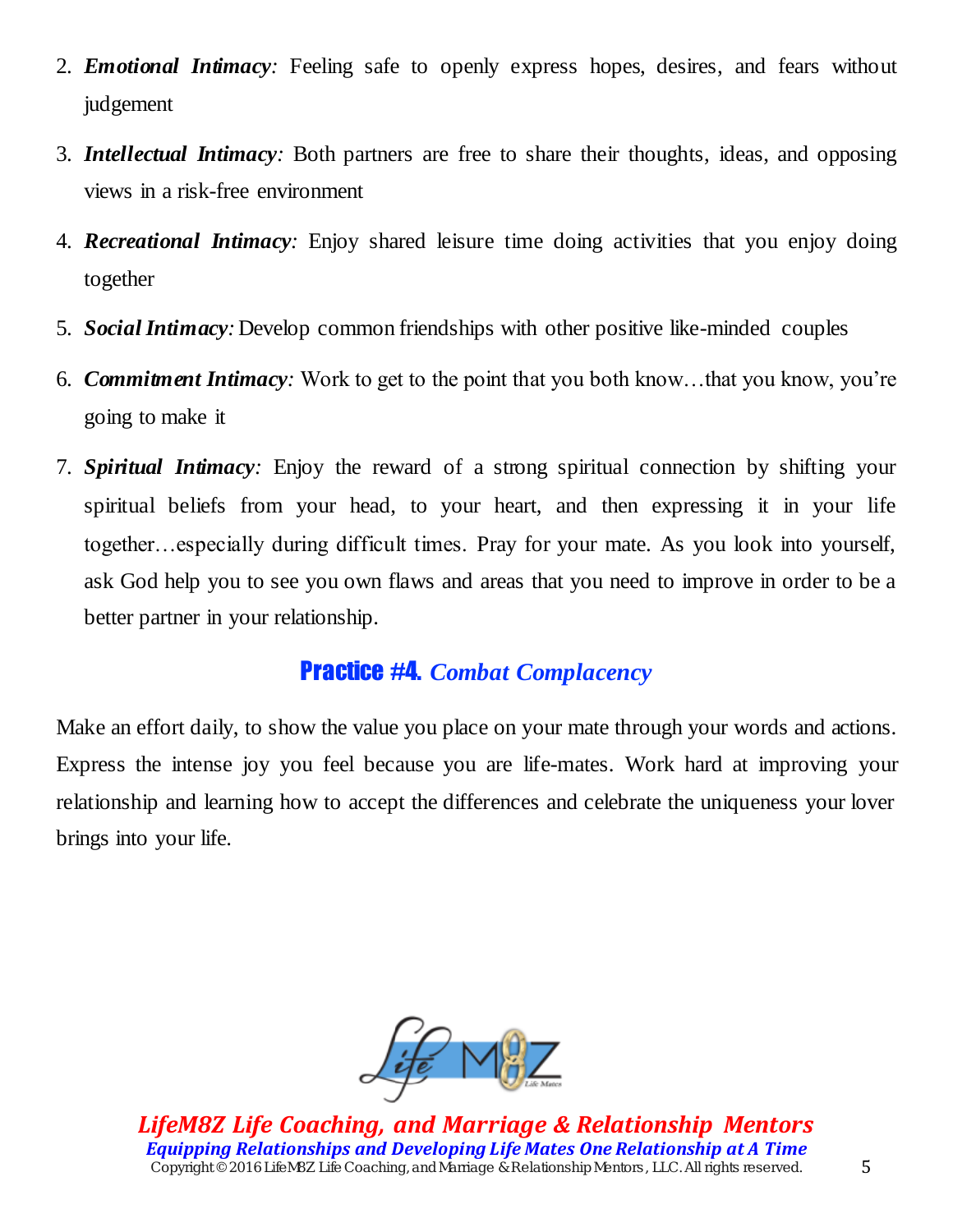2. ***Emotional Intimacy:*** Feeling safe to openly express hopes, desires, and fears without judgement
3. ***Intellectual Intimacy:*** Both partners are free to share their thoughts, ideas, and opposing views in a risk-free environment
4. ***Recreational Intimacy:*** Enjoy shared leisure time doing activities that you enjoy doing together
5. ***Social Intimacy:*** Develop common friendships with other positive like-minded couples
6. ***Commitment Intimacy:*** Work to get to the point that you both know…that you know, you're going to make it
7. ***Spiritual Intimacy:*** Enjoy the reward of a strong spiritual connection by shifting your spiritual beliefs from your head, to your heart, and then expressing it in your life together…especially during difficult times. Pray for your mate. As you look into yourself, ask God help you to see you own flaws and areas that you need to improve in order to be a better partner in your relationship.

## Practice #4. *Combat Complacency*

Make an effort daily, to show the value you place on your mate through your words and actions. Express the intense joy you feel because you are life-mates. Work hard at improving your relationship and learning how to accept the differences and celebrate the uniqueness your lover brings into your life.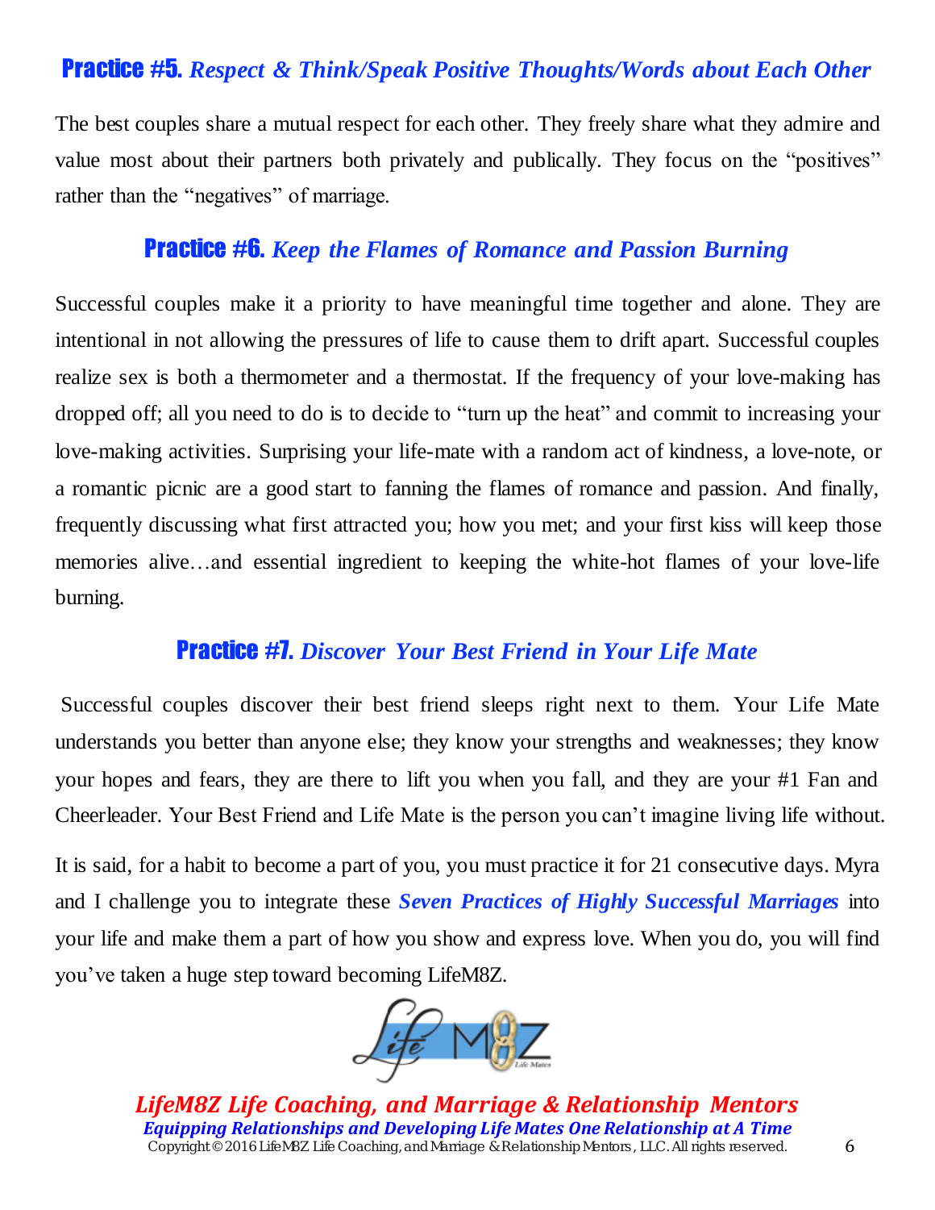## **Practice #5.** *Respect & Think/Speak Positive Thoughts/Words about Each Other*

The best couples share a mutual respect for each other. They freely share what they admire and value most about their partners both privately and publically. They focus on the "positives" rather than the "negatives" of marriage.

## **Practice #6.** *Keep the Flames of Romance and Passion Burning*

Successful couples make it a priority to have meaningful time together and alone. They are intentional in not allowing the pressures of life to cause them to drift apart. Successful couples realize sex is both a thermometer and a thermostat. If the frequency of your love-making has dropped off; all you need to do is to decide to "turn up the heat" and commit to increasing your love-making activities. Surprising your life-mate with a random act of kindness, a love-note, or a romantic picnic are a good start to fanning the flames of romance and passion. And finally, frequently discussing what first attracted you; how you met; and your first kiss will keep those memories alive…and essential ingredient to keeping the white-hot flames of your love-life burning.

## **Practice #7.** *Discover Your Best Friend in Your Life Mate*

Successful couples discover their best friend sleeps right next to them. Your Life Mate understands you better than anyone else; they know your strengths and weaknesses; they know your hopes and fears, they are there to lift you when you fall, and they are your #1 Fan and Cheerleader. Your Best Friend and Life Mate is the person you can't imagine living life without.

It is said, for a habit to become a part of you, you must practice it for 21 consecutive days. Myra and I challenge you to integrate these ***Seven Practices of Highly Successful Marriages*** into your life and make them a part of how you show and express love. When you do, you will find you've taken a huge step toward becoming LifeM8Z.

***LifeM8Z Life Coaching, and Marriage & Relationship Mentors***
***Equipping Relationships and Developing Life Mates One Relationship at A Time***
Copyright © 2016 LifeM8Z Life Coaching, and Marriage & Relationship Mentors, LLC. All rights reserved.